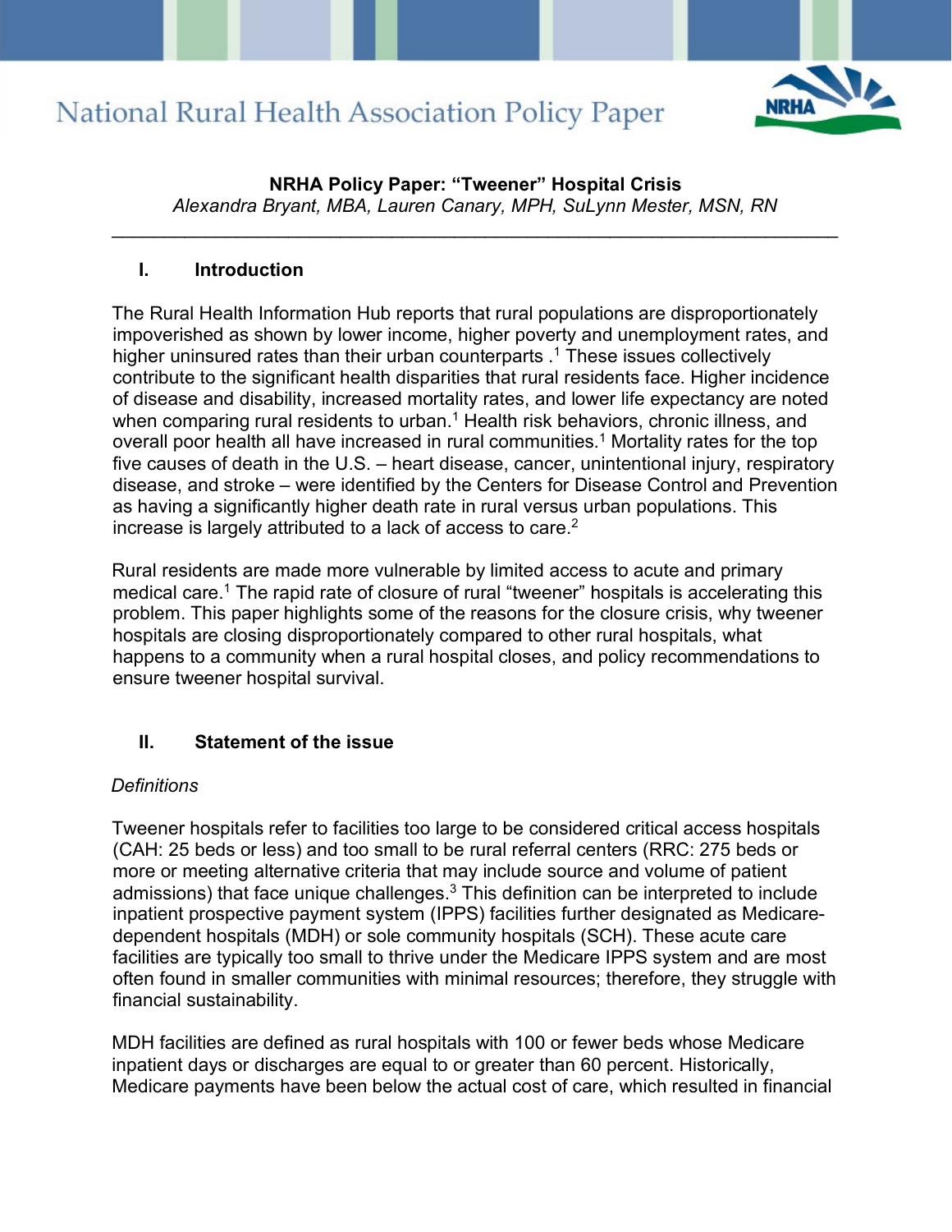National Rural Health Association Policy Paper

# NRHA Policy Paper: "Tweener" Hospital Crisis

*Alexandra Bryant, MBA, Lauren Canary, MPH, SuLynn Mester, MSN, RN*

---

## I. Introduction

The Rural Health Information Hub reports that rural populations are disproportionately impoverished as shown by lower income, higher poverty and unemployment rates, and higher uninsured rates than their urban counterparts .[1] These issues collectively contribute to the significant health disparities that rural residents face. Higher incidence of disease and disability, increased mortality rates, and lower life expectancy are noted when comparing rural residents to urban.[1] Health risk behaviors, chronic illness, and overall poor health all have increased in rural communities.[1] Mortality rates for the top five causes of death in the U.S. – heart disease, cancer, unintentional injury, respiratory disease, and stroke – were identified by the Centers for Disease Control and Prevention as having a significantly higher death rate in rural versus urban populations. This increase is largely attributed to a lack of access to care.[2]

Rural residents are made more vulnerable by limited access to acute and primary medical care.[1] The rapid rate of closure of rural "tweener" hospitals is accelerating this problem. This paper highlights some of the reasons for the closure crisis, why tweener hospitals are closing disproportionately compared to other rural hospitals, what happens to a community when a rural hospital closes, and policy recommendations to ensure tweener hospital survival.

## II. Statement of the issue

*Definitions*

Tweener hospitals refer to facilities too large to be considered critical access hospitals (CAH: 25 beds or less) and too small to be rural referral centers (RRC: 275 beds or more or meeting alternative criteria that may include source and volume of patient admissions) that face unique challenges.[3] This definition can be interpreted to include inpatient prospective payment system (IPPS) facilities further designated as Medicare-dependent hospitals (MDH) or sole community hospitals (SCH). These acute care facilities are typically too small to thrive under the Medicare IPPS system and are most often found in smaller communities with minimal resources; therefore, they struggle with financial sustainability.

MDH facilities are defined as rural hospitals with 100 or fewer beds whose Medicare inpatient days or discharges are equal to or greater than 60 percent. Historically, Medicare payments have been below the actual cost of care, which resulted in financial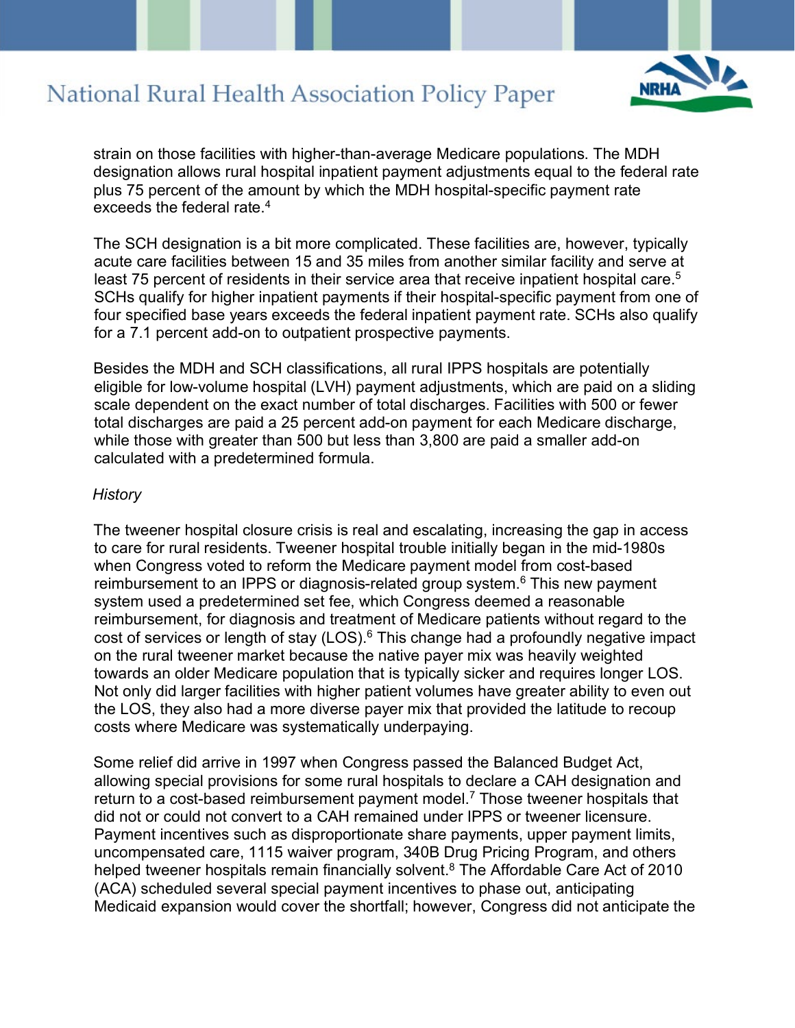strain on those facilities with higher-than-average Medicare populations. The MDH designation allows rural hospital inpatient payment adjustments equal to the federal rate plus 75 percent of the amount by which the MDH hospital-specific payment rate exceeds the federal rate.[4]

The SCH designation is a bit more complicated. These facilities are, however, typically acute care facilities between 15 and 35 miles from another similar facility and serve at least 75 percent of residents in their service area that receive inpatient hospital care.[5] SCHs qualify for higher inpatient payments if their hospital-specific payment from one of four specified base years exceeds the federal inpatient payment rate. SCHs also qualify for a 7.1 percent add-on to outpatient prospective payments.

Besides the MDH and SCH classifications, all rural IPPS hospitals are potentially eligible for low-volume hospital (LVH) payment adjustments, which are paid on a sliding scale dependent on the exact number of total discharges. Facilities with 500 or fewer total discharges are paid a 25 percent add-on payment for each Medicare discharge, while those with greater than 500 but less than 3,800 are paid a smaller add-on calculated with a predetermined formula.

*History*

The tweener hospital closure crisis is real and escalating, increasing the gap in access to care for rural residents. Tweener hospital trouble initially began in the mid-1980s when Congress voted to reform the Medicare payment model from cost-based reimbursement to an IPPS or diagnosis-related group system.[6] This new payment system used a predetermined set fee, which Congress deemed a reasonable reimbursement, for diagnosis and treatment of Medicare patients without regard to the cost of services or length of stay (LOS).[6] This change had a profoundly negative impact on the rural tweener market because the native payer mix was heavily weighted towards an older Medicare population that is typically sicker and requires longer LOS. Not only did larger facilities with higher patient volumes have greater ability to even out the LOS, they also had a more diverse payer mix that provided the latitude to recoup costs where Medicare was systematically underpaying.

Some relief did arrive in 1997 when Congress passed the Balanced Budget Act, allowing special provisions for some rural hospitals to declare a CAH designation and return to a cost-based reimbursement payment model.[7] Those tweener hospitals that did not or could not convert to a CAH remained under IPPS or tweener licensure. Payment incentives such as disproportionate share payments, upper payment limits, uncompensated care, 1115 waiver program, 340B Drug Pricing Program, and others helped tweener hospitals remain financially solvent.[8] The Affordable Care Act of 2010 (ACA) scheduled several special payment incentives to phase out, anticipating Medicaid expansion would cover the shortfall; however, Congress did not anticipate the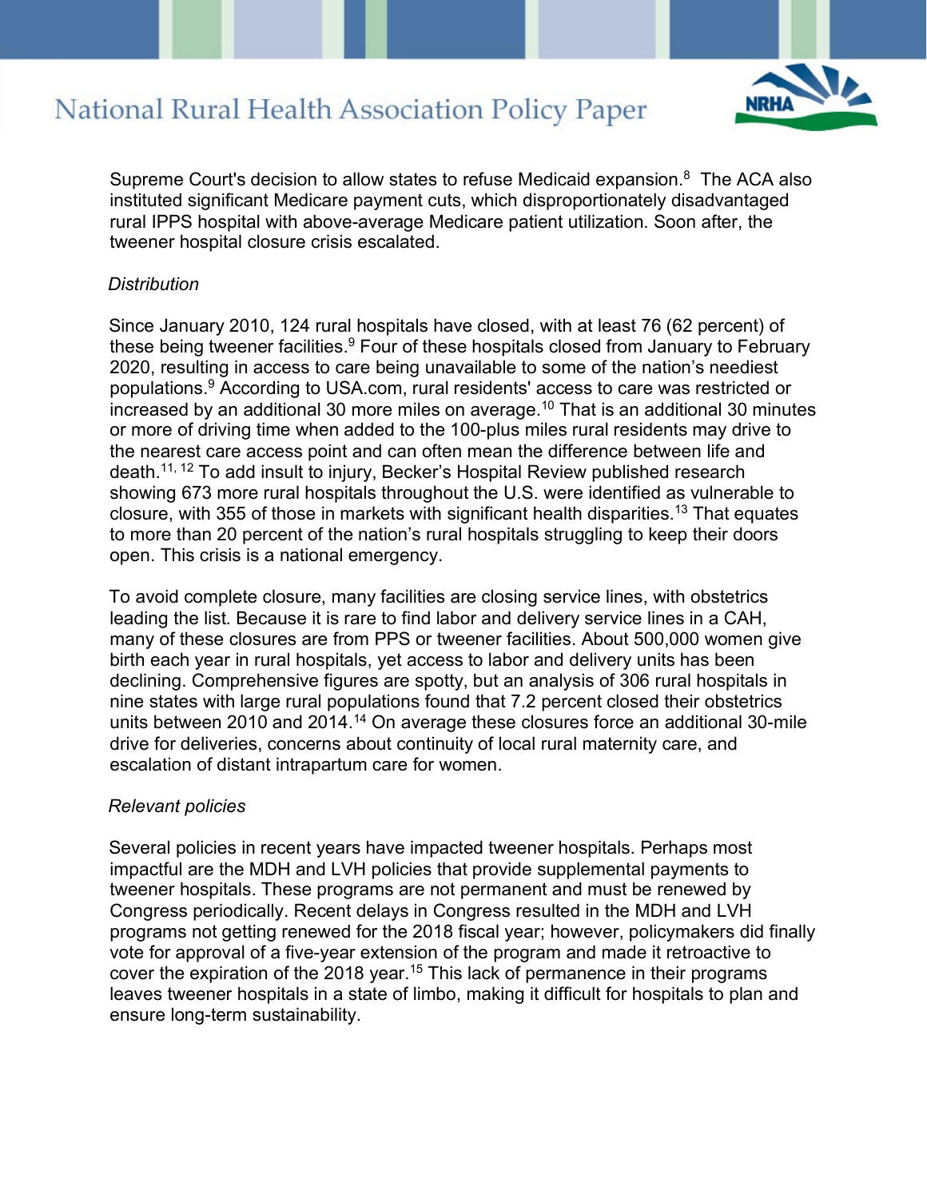Supreme Court's decision to allow states to refuse Medicaid expansion.[8] The ACA also instituted significant Medicare payment cuts, which disproportionately disadvantaged rural IPPS hospital with above-average Medicare patient utilization. Soon after, the tweener hospital closure crisis escalated.

*Distribution*

Since January 2010, 124 rural hospitals have closed, with at least 76 (62 percent) of these being tweener facilities.[9] Four of these hospitals closed from January to February 2020, resulting in access to care being unavailable to some of the nation's neediest populations.[9] According to USA.com, rural residents' access to care was restricted or increased by an additional 30 more miles on average.[10] That is an additional 30 minutes or more of driving time when added to the 100-plus miles rural residents may drive to the nearest care access point and can often mean the difference between life and death.[11, 12] To add insult to injury, Becker's Hospital Review published research showing 673 more rural hospitals throughout the U.S. were identified as vulnerable to closure, with 355 of those in markets with significant health disparities.[13] That equates to more than 20 percent of the nation's rural hospitals struggling to keep their doors open. This crisis is a national emergency.

To avoid complete closure, many facilities are closing service lines, with obstetrics leading the list. Because it is rare to find labor and delivery service lines in a CAH, many of these closures are from PPS or tweener facilities. About 500,000 women give birth each year in rural hospitals, yet access to labor and delivery units has been declining. Comprehensive figures are spotty, but an analysis of 306 rural hospitals in nine states with large rural populations found that 7.2 percent closed their obstetrics units between 2010 and 2014.[14] On average these closures force an additional 30-mile drive for deliveries, concerns about continuity of local rural maternity care, and escalation of distant intrapartum care for women.

*Relevant policies*

Several policies in recent years have impacted tweener hospitals. Perhaps most impactful are the MDH and LVH policies that provide supplemental payments to tweener hospitals. These programs are not permanent and must be renewed by Congress periodically. Recent delays in Congress resulted in the MDH and LVH programs not getting renewed for the 2018 fiscal year; however, policymakers did finally vote for approval of a five-year extension of the program and made it retroactive to cover the expiration of the 2018 year.[15] This lack of permanence in their programs leaves tweener hospitals in a state of limbo, making it difficult for hospitals to plan and ensure long-term sustainability.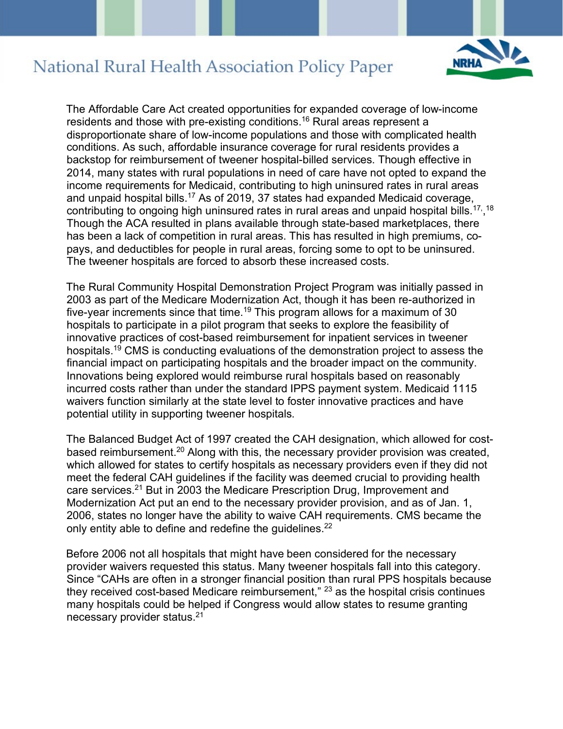The Affordable Care Act created opportunities for expanded coverage of low-income residents and those with pre-existing conditions.[16] Rural areas represent a disproportionate share of low-income populations and those with complicated health conditions. As such, affordable insurance coverage for rural residents provides a backstop for reimbursement of tweener hospital-billed services. Though effective in 2014, many states with rural populations in need of care have not opted to expand the income requirements for Medicaid, contributing to high uninsured rates in rural areas and unpaid hospital bills.[17] As of 2019, 37 states had expanded Medicaid coverage, contributing to ongoing high uninsured rates in rural areas and unpaid hospital bills.[17,18] Though the ACA resulted in plans available through state-based marketplaces, there has been a lack of competition in rural areas. This has resulted in high premiums, co-pays, and deductibles for people in rural areas, forcing some to opt to be uninsured. The tweener hospitals are forced to absorb these increased costs.

The Rural Community Hospital Demonstration Project Program was initially passed in 2003 as part of the Medicare Modernization Act, though it has been re-authorized in five-year increments since that time.[19] This program allows for a maximum of 30 hospitals to participate in a pilot program that seeks to explore the feasibility of innovative practices of cost-based reimbursement for inpatient services in tweener hospitals.[19] CMS is conducting evaluations of the demonstration project to assess the financial impact on participating hospitals and the broader impact on the community. Innovations being explored would reimburse rural hospitals based on reasonably incurred costs rather than under the standard IPPS payment system. Medicaid 1115 waivers function similarly at the state level to foster innovative practices and have potential utility in supporting tweener hospitals.

The Balanced Budget Act of 1997 created the CAH designation, which allowed for cost-based reimbursement.[20] Along with this, the necessary provider provision was created, which allowed for states to certify hospitals as necessary providers even if they did not meet the federal CAH guidelines if the facility was deemed crucial to providing health care services.[21] But in 2003 the Medicare Prescription Drug, Improvement and Modernization Act put an end to the necessary provider provision, and as of Jan. 1, 2006, states no longer have the ability to waive CAH requirements. CMS became the only entity able to define and redefine the guidelines.[22]

Before 2006 not all hospitals that might have been considered for the necessary provider waivers requested this status. Many tweener hospitals fall into this category. Since "CAHs are often in a stronger financial position than rural PPS hospitals because they received cost-based Medicare reimbursement," [23] as the hospital crisis continues many hospitals could be helped if Congress would allow states to resume granting necessary provider status.[21]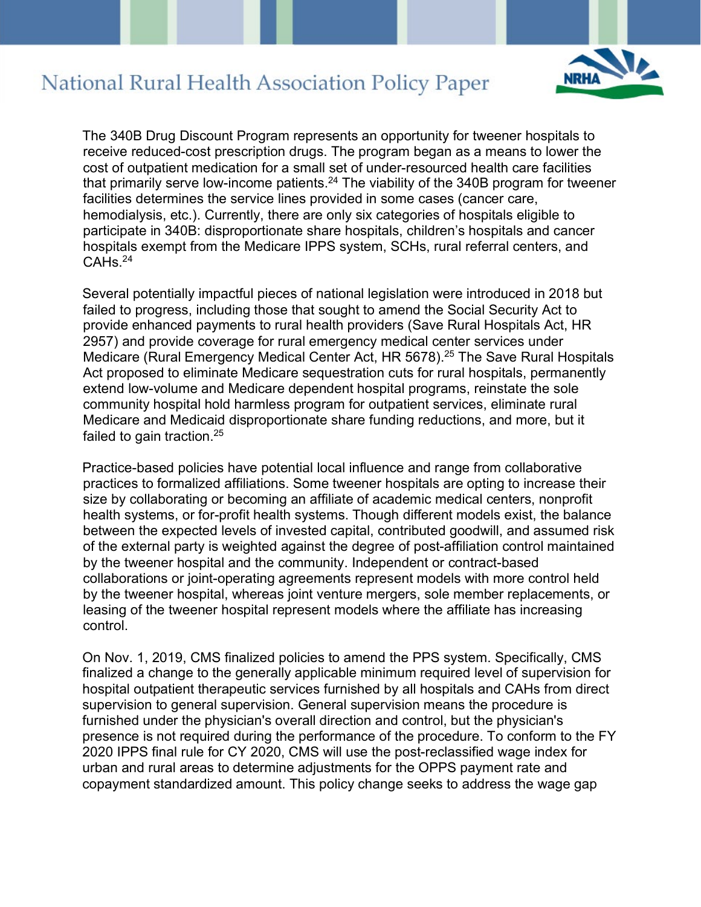The 340B Drug Discount Program represents an opportunity for tweener hospitals to receive reduced-cost prescription drugs. The program began as a means to lower the cost of outpatient medication for a small set of under-resourced health care facilities that primarily serve low-income patients.[24] The viability of the 340B program for tweener facilities determines the service lines provided in some cases (cancer care, hemodialysis, etc.). Currently, there are only six categories of hospitals eligible to participate in 340B: disproportionate share hospitals, children's hospitals and cancer hospitals exempt from the Medicare IPPS system, SCHs, rural referral centers, and CAHs.[24]

Several potentially impactful pieces of national legislation were introduced in 2018 but failed to progress, including those that sought to amend the Social Security Act to provide enhanced payments to rural health providers (Save Rural Hospitals Act, HR 2957) and provide coverage for rural emergency medical center services under Medicare (Rural Emergency Medical Center Act, HR 5678).[25] The Save Rural Hospitals Act proposed to eliminate Medicare sequestration cuts for rural hospitals, permanently extend low-volume and Medicare dependent hospital programs, reinstate the sole community hospital hold harmless program for outpatient services, eliminate rural Medicare and Medicaid disproportionate share funding reductions, and more, but it failed to gain traction.[25]

Practice-based policies have potential local influence and range from collaborative practices to formalized affiliations. Some tweener hospitals are opting to increase their size by collaborating or becoming an affiliate of academic medical centers, nonprofit health systems, or for-profit health systems. Though different models exist, the balance between the expected levels of invested capital, contributed goodwill, and assumed risk of the external party is weighted against the degree of post-affiliation control maintained by the tweener hospital and the community. Independent or contract-based collaborations or joint-operating agreements represent models with more control held by the tweener hospital, whereas joint venture mergers, sole member replacements, or leasing of the tweener hospital represent models where the affiliate has increasing control.

On Nov. 1, 2019, CMS finalized policies to amend the PPS system. Specifically, CMS finalized a change to the generally applicable minimum required level of supervision for hospital outpatient therapeutic services furnished by all hospitals and CAHs from direct supervision to general supervision. General supervision means the procedure is furnished under the physician's overall direction and control, but the physician's presence is not required during the performance of the procedure. To conform to the FY 2020 IPPS final rule for CY 2020, CMS will use the post-reclassified wage index for urban and rural areas to determine adjustments for the OPPS payment rate and copayment standardized amount. This policy change seeks to address the wage gap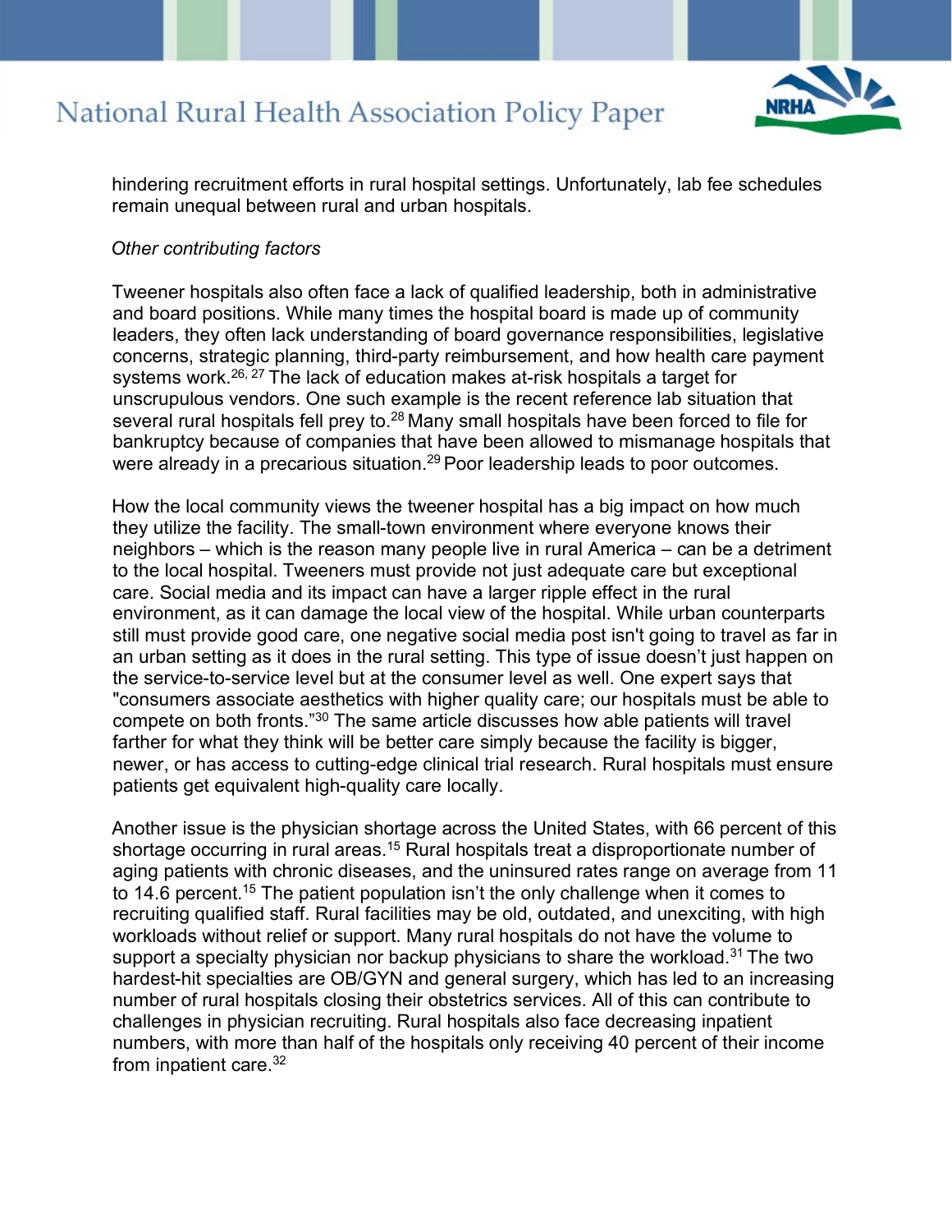hindering recruitment efforts in rural hospital settings. Unfortunately, lab fee schedules remain unequal between rural and urban hospitals.

*Other contributing factors*

Tweener hospitals also often face a lack of qualified leadership, both in administrative and board positions. While many times the hospital board is made up of community leaders, they often lack understanding of board governance responsibilities, legislative concerns, strategic planning, third-party reimbursement, and how health care payment systems work.[26, 27] The lack of education makes at-risk hospitals a target for unscrupulous vendors. One such example is the recent reference lab situation that several rural hospitals fell prey to.[28] Many small hospitals have been forced to file for bankruptcy because of companies that have been allowed to mismanage hospitals that were already in a precarious situation.[29] Poor leadership leads to poor outcomes.

How the local community views the tweener hospital has a big impact on how much they utilize the facility. The small-town environment where everyone knows their neighbors – which is the reason many people live in rural America – can be a detriment to the local hospital. Tweeners must provide not just adequate care but exceptional care. Social media and its impact can have a larger ripple effect in the rural environment, as it can damage the local view of the hospital. While urban counterparts still must provide good care, one negative social media post isn't going to travel as far in an urban setting as it does in the rural setting. This type of issue doesn't just happen on the service-to-service level but at the consumer level as well. One expert says that "consumers associate aesthetics with higher quality care; our hospitals must be able to compete on both fronts."[30] The same article discusses how able patients will travel farther for what they think will be better care simply because the facility is bigger, newer, or has access to cutting-edge clinical trial research. Rural hospitals must ensure patients get equivalent high-quality care locally.

Another issue is the physician shortage across the United States, with 66 percent of this shortage occurring in rural areas.[15] Rural hospitals treat a disproportionate number of aging patients with chronic diseases, and the uninsured rates range on average from 11 to 14.6 percent.[15] The patient population isn't the only challenge when it comes to recruiting qualified staff. Rural facilities may be old, outdated, and unexciting, with high workloads without relief or support. Many rural hospitals do not have the volume to support a specialty physician nor backup physicians to share the workload.[31] The two hardest-hit specialties are OB/GYN and general surgery, which has led to an increasing number of rural hospitals closing their obstetrics services. All of this can contribute to challenges in physician recruiting. Rural hospitals also face decreasing inpatient numbers, with more than half of the hospitals only receiving 40 percent of their income from inpatient care.[32]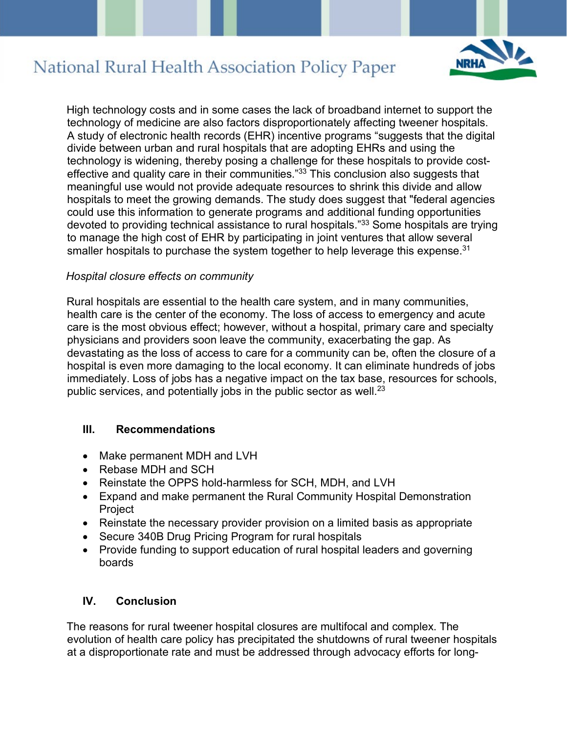High technology costs and in some cases the lack of broadband internet to support the technology of medicine are also factors disproportionately affecting tweener hospitals. A study of electronic health records (EHR) incentive programs "suggests that the digital divide between urban and rural hospitals that are adopting EHRs and using the technology is widening, thereby posing a challenge for these hospitals to provide cost-effective and quality care in their communities."[33] This conclusion also suggests that meaningful use would not provide adequate resources to shrink this divide and allow hospitals to meet the growing demands. The study does suggest that "federal agencies could use this information to generate programs and additional funding opportunities devoted to providing technical assistance to rural hospitals."[33] Some hospitals are trying to manage the high cost of EHR by participating in joint ventures that allow several smaller hospitals to purchase the system together to help leverage this expense.[31]

*Hospital closure effects on community*

Rural hospitals are essential to the health care system, and in many communities, health care is the center of the economy. The loss of access to emergency and acute care is the most obvious effect; however, without a hospital, primary care and specialty physicians and providers soon leave the community, exacerbating the gap. As devastating as the loss of access to care for a community can be, often the closure of a hospital is even more damaging to the local economy. It can eliminate hundreds of jobs immediately. Loss of jobs has a negative impact on the tax base, resources for schools, public services, and potentially jobs in the public sector as well.[23]

## III. Recommendations

- Make permanent MDH and LVH
- Rebase MDH and SCH
- Reinstate the OPPS hold-harmless for SCH, MDH, and LVH
- Expand and make permanent the Rural Community Hospital Demonstration Project
- Reinstate the necessary provider provision on a limited basis as appropriate
- Secure 340B Drug Pricing Program for rural hospitals
- Provide funding to support education of rural hospital leaders and governing boards

## IV. Conclusion

The reasons for rural tweener hospital closures are multifocal and complex. The evolution of health care policy has precipitated the shutdowns of rural tweener hospitals at a disproportionate rate and must be addressed through advocacy efforts for long-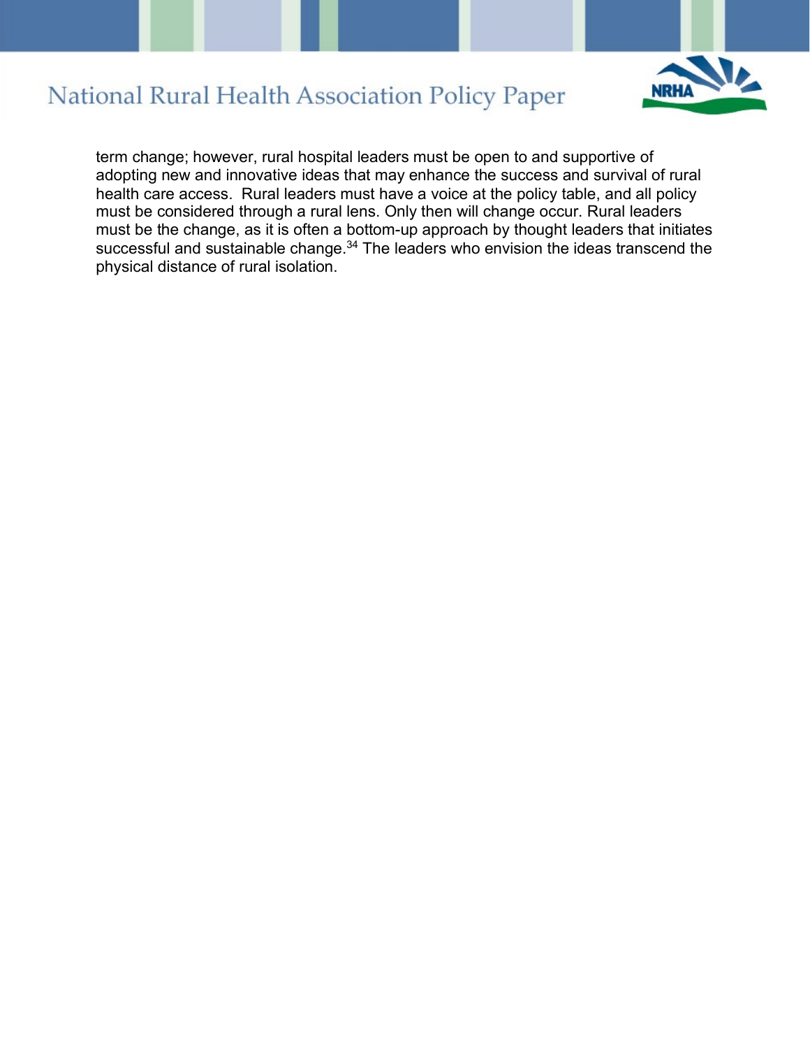term change; however, rural hospital leaders must be open to and supportive of adopting new and innovative ideas that may enhance the success and survival of rural health care access. Rural leaders must have a voice at the policy table, and all policy must be considered through a rural lens. Only then will change occur. Rural leaders must be the change, as it is often a bottom-up approach by thought leaders that initiates successful and sustainable change.[34] The leaders who envision the ideas transcend the physical distance of rural isolation.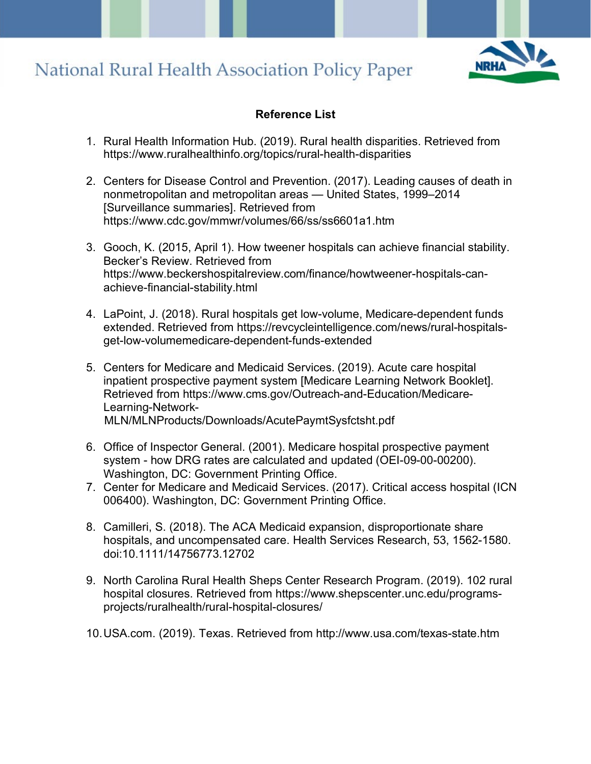**Reference List**

1. Rural Health Information Hub. (2019). Rural health disparities. Retrieved from https://www.ruralhealthinfo.org/topics/rural-health-disparities

2. Centers for Disease Control and Prevention. (2017). Leading causes of death in nonmetropolitan and metropolitan areas — United States, 1999–2014 [Surveillance summaries]. Retrieved from https://www.cdc.gov/mmwr/volumes/66/ss/ss6601a1.htm

3. Gooch, K. (2015, April 1). How tweener hospitals can achieve financial stability. Becker's Review. Retrieved from https://www.beckershospitalreview.com/finance/howtweener-hospitals-can-achieve-financial-stability.html

4. LaPoint, J. (2018). Rural hospitals get low-volume, Medicare-dependent funds extended. Retrieved from https://revcycleintelligence.com/news/rural-hospitals-get-low-volumemedicare-dependent-funds-extended

5. Centers for Medicare and Medicaid Services. (2019). Acute care hospital inpatient prospective payment system [Medicare Learning Network Booklet]. Retrieved from https://www.cms.gov/Outreach-and-Education/Medicare-Learning-Network-MLN/MLNProducts/Downloads/AcutePaymtSysfctsht.pdf

6. Office of Inspector General. (2001). Medicare hospital prospective payment system - how DRG rates are calculated and updated (OEI-09-00-00200). Washington, DC: Government Printing Office.

7. Center for Medicare and Medicaid Services. (2017). Critical access hospital (ICN 006400). Washington, DC: Government Printing Office.

8. Camilleri, S. (2018). The ACA Medicaid expansion, disproportionate share hospitals, and uncompensated care. Health Services Research, 53, 1562-1580. doi:10.1111/14756773.12702

9. North Carolina Rural Health Sheps Center Research Program. (2019). 102 rural hospital closures. Retrieved from https://www.shepscenter.unc.edu/programs-projects/ruralhealth/rural-hospital-closures/

10. USA.com. (2019). Texas. Retrieved from http://www.usa.com/texas-state.htm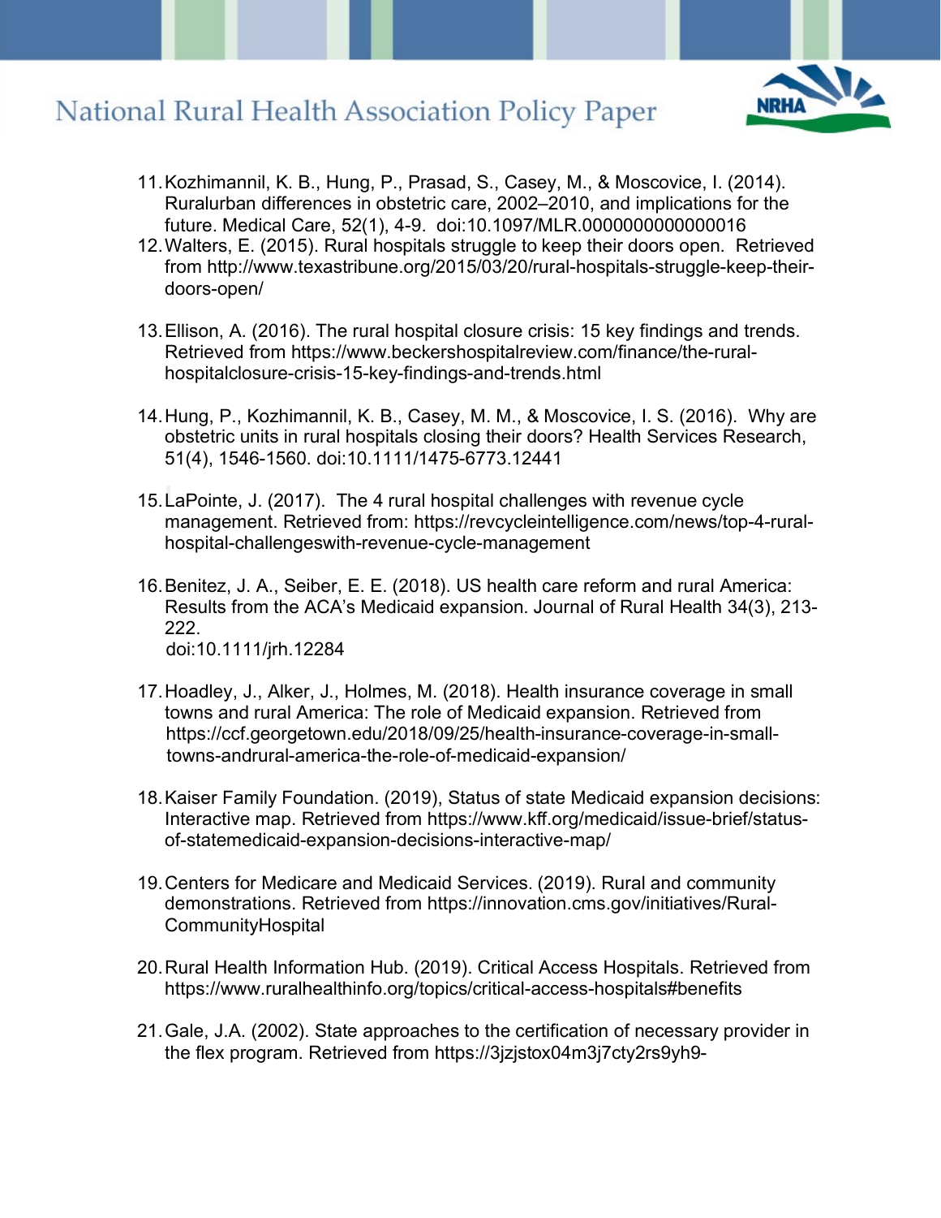11. Kozhimannil, K. B., Hung, P., Prasad, S., Casey, M., & Moscovice, I. (2014). Ruralurban differences in obstetric care, 2002–2010, and implications for the future. Medical Care, 52(1), 4-9. doi:10.1097/MLR.0000000000000016
12. Walters, E. (2015). Rural hospitals struggle to keep their doors open. Retrieved from http://www.texastribune.org/2015/03/20/rural-hospitals-struggle-keep-their-doors-open/
13. Ellison, A. (2016). The rural hospital closure crisis: 15 key findings and trends. Retrieved from https://www.beckershospitalreview.com/finance/the-rural-hospitalclosure-crisis-15-key-findings-and-trends.html
14. Hung, P., Kozhimannil, K. B., Casey, M. M., & Moscovice, I. S. (2016). Why are obstetric units in rural hospitals closing their doors? Health Services Research, 51(4), 1546-1560. doi:10.1111/1475-6773.12441
15. LaPointe, J. (2017). The 4 rural hospital challenges with revenue cycle management. Retrieved from: https://revcycleintelligence.com/news/top-4-rural-hospital-challengeswith-revenue-cycle-management
16. Benitez, J. A., Seiber, E. E. (2018). US health care reform and rural America: Results from the ACA's Medicaid expansion. Journal of Rural Health 34(3), 213-222. doi:10.1111/jrh.12284
17. Hoadley, J., Alker, J., Holmes, M. (2018). Health insurance coverage in small towns and rural America: The role of Medicaid expansion. Retrieved from https://ccf.georgetown.edu/2018/09/25/health-insurance-coverage-in-small-towns-andrural-america-the-role-of-medicaid-expansion/
18. Kaiser Family Foundation. (2019), Status of state Medicaid expansion decisions: Interactive map. Retrieved from https://www.kff.org/medicaid/issue-brief/status-of-statemedicaid-expansion-decisions-interactive-map/
19. Centers for Medicare and Medicaid Services. (2019). Rural and community demonstrations. Retrieved from https://innovation.cms.gov/initiatives/Rural-CommunityHospital
20. Rural Health Information Hub. (2019). Critical Access Hospitals. Retrieved from https://www.ruralhealthinfo.org/topics/critical-access-hospitals#benefits
21. Gale, J.A. (2002). State approaches to the certification of necessary provider in the flex program. Retrieved from https://3jzjstox04m3j7cty2rs9yh9-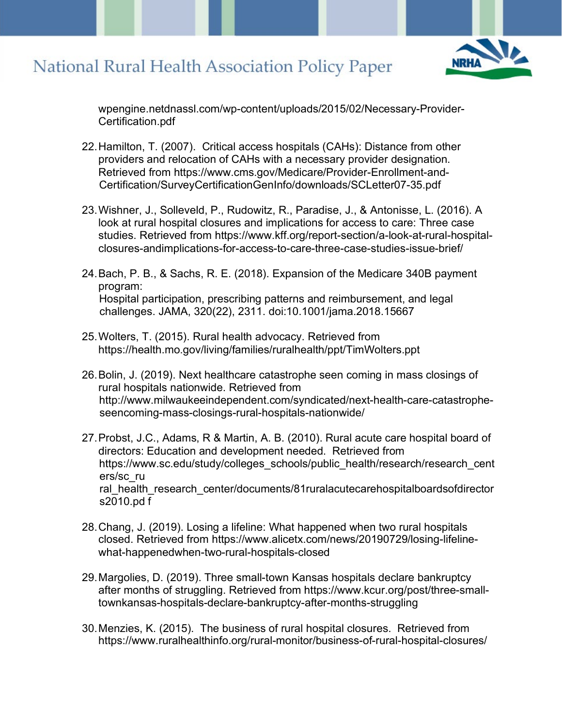wpengine.netdnassl.com/wp-content/uploads/2015/02/Necessary-Provider-Certification.pdf

22. Hamilton, T. (2007). Critical access hospitals (CAHs): Distance from other providers and relocation of CAHs with a necessary provider designation. Retrieved from https://www.cms.gov/Medicare/Provider-Enrollment-and-Certification/SurveyCertificationGenInfo/downloads/SCLetter07-35.pdf

23. Wishner, J., Solleveld, P., Rudowitz, R., Paradise, J., & Antonisse, L. (2016). A look at rural hospital closures and implications for access to care: Three case studies. Retrieved from https://www.kff.org/report-section/a-look-at-rural-hospital-closures-andimplications-for-access-to-care-three-case-studies-issue-brief/

24. Bach, P. B., & Sachs, R. E. (2018). Expansion of the Medicare 340B payment program: Hospital participation, prescribing patterns and reimbursement, and legal challenges. JAMA, 320(22), 2311. doi:10.1001/jama.2018.15667

25. Wolters, T. (2015). Rural health advocacy. Retrieved from https://health.mo.gov/living/families/ruralhealth/ppt/TimWolters.ppt

26. Bolin, J. (2019). Next healthcare catastrophe seen coming in mass closings of rural hospitals nationwide. Retrieved from http://www.milwaukeeindependent.com/syndicated/next-health-care-catastrophe-seencoming-mass-closings-rural-hospitals-nationwide/

27. Probst, J.C., Adams, R & Martin, A. B. (2010). Rural acute care hospital board of directors: Education and development needed. Retrieved from https://www.sc.edu/study/colleges_schools/public_health/research/research_centers/sc_rural_health_research_center/documents/81ruralacutecarehospitalboardsofdirectors2010.pdf

28. Chang, J. (2019). Losing a lifeline: What happened when two rural hospitals closed. Retrieved from https://www.alicetx.com/news/20190729/losing-lifeline-what-happenedwhen-two-rural-hospitals-closed

29. Margolies, D. (2019). Three small-town Kansas hospitals declare bankruptcy after months of struggling. Retrieved from https://www.kcur.org/post/three-small-townkansas-hospitals-declare-bankruptcy-after-months-struggling

30. Menzies, K. (2015). The business of rural hospital closures. Retrieved from https://www.ruralhealthinfo.org/rural-monitor/business-of-rural-hospital-closures/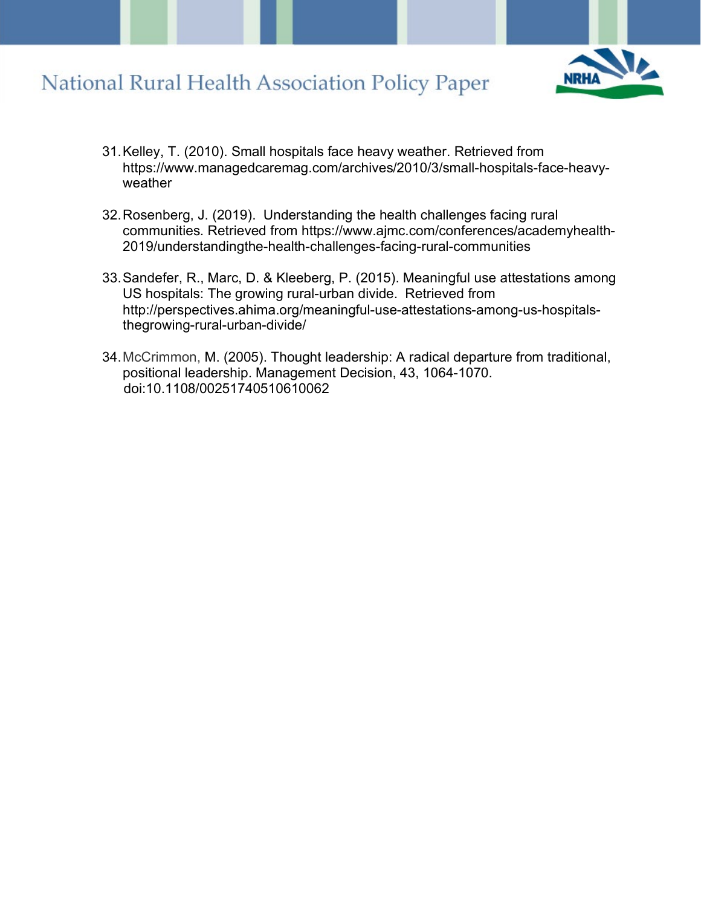31. Kelley, T. (2010). Small hospitals face heavy weather. Retrieved from https://www.managedcaremag.com/archives/2010/3/small-hospitals-face-heavy-weather

32. Rosenberg, J. (2019). Understanding the health challenges facing rural communities. Retrieved from https://www.ajmc.com/conferences/academyhealth-2019/understandingthe-health-challenges-facing-rural-communities

33. Sandefer, R., Marc, D. & Kleeberg, P. (2015). Meaningful use attestations among US hospitals: The growing rural-urban divide. Retrieved from http://perspectives.ahima.org/meaningful-use-attestations-among-us-hospitals-thegrowing-rural-urban-divide/

34. McCrimmon, M. (2005). Thought leadership: A radical departure from traditional, positional leadership. Management Decision, 43, 1064-1070. doi:10.1108/00251740510610062